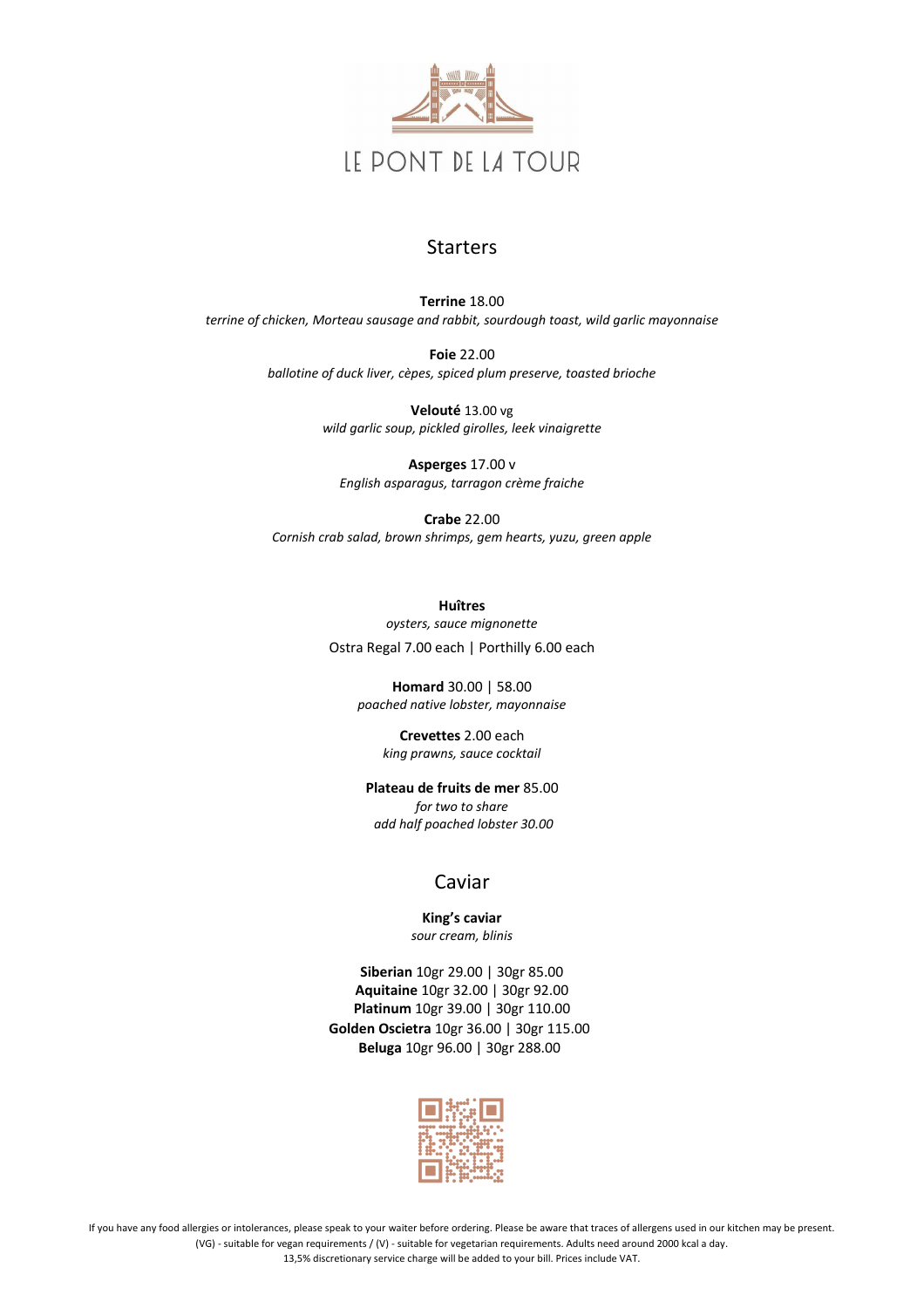# LE PONT DE LA TOUR

## Starters

**Terrine** 18.00
*terrine of chicken, Morteau sausage and rabbit, sourdough toast, wild garlic mayonnaise*

**Foie** 22.00
*ballotine of duck liver, cèpes, spiced plum preserve, toasted brioche*

**Velouté** 13.00 vg
*wild garlic soup, pickled girolles, leek vinaigrette*

**Asperges** 17.00 v
*English asparagus, tarragon crème fraiche*

**Crabe** 22.00
*Cornish crab salad, brown shrimps, gem hearts, yuzu, green apple*

**Huîtres**
*oysters, sauce mignonette*
Ostra Regal 7.00 each | Porthilly 6.00 each

**Homard** 30.00 | 58.00
*poached native lobster, mayonnaise*

**Crevettes** 2.00 each
*king prawns, sauce cocktail*

**Plateau de fruits de mer** 85.00
*for two to share*
*add half poached lobster 30.00*

## Caviar

**King's caviar**
*sour cream, blinis*

**Siberian** 10gr 29.00 | 30gr 85.00
**Aquitaine** 10gr 32.00 | 30gr 92.00
**Platinum** 10gr 39.00 | 30gr 110.00
**Golden Oscietra** 10gr 36.00 | 30gr 115.00
**Beluga** 10gr 96.00 | 30gr 288.00

If you have any food allergies or intolerances, please speak to your waiter before ordering. Please be aware that traces of allergens used in our kitchen may be present.
(VG) - suitable for vegan requirements / (V) - suitable for vegetarian requirements. Adults need around 2000 kcal a day.
13,5% discretionary service charge will be added to your bill. Prices include VAT.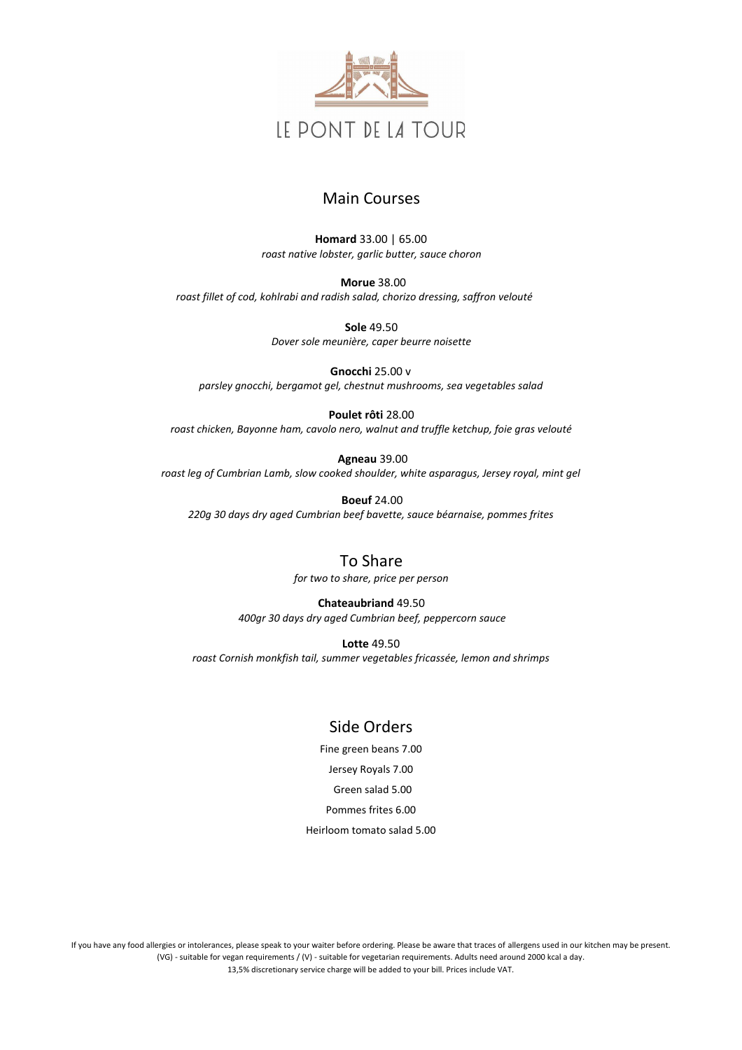LE PONT DE LA TOUR

## Main Courses

**Homard** 33.00 | 65.00
*roast native lobster, garlic butter, sauce choron*

**Morue** 38.00
*roast fillet of cod, kohlrabi and radish salad, chorizo dressing, saffron velouté*

**Sole** 49.50
*Dover sole meunière, caper beurre noisette*

**Gnocchi** 25.00 v
*parsley gnocchi, bergamot gel, chestnut mushrooms, sea vegetables salad*

**Poulet rôti** 28.00
*roast chicken, Bayonne ham, cavolo nero, walnut and truffle ketchup, foie gras velouté*

**Agneau** 39.00
*roast leg of Cumbrian Lamb, slow cooked shoulder, white asparagus, Jersey royal, mint gel*

**Boeuf** 24.00
*220g 30 days dry aged Cumbrian beef bavette, sauce béarnaise, pommes frites*

## To Share

*for two to share, price per person*

**Chateaubriand** 49.50
*400gr 30 days dry aged Cumbrian beef, peppercorn sauce*

**Lotte** 49.50
*roast Cornish monkfish tail, summer vegetables fricassée, lemon and shrimps*

## Side Orders

Fine green beans 7.00

Jersey Royals 7.00

Green salad 5.00

Pommes frites 6.00

Heirloom tomato salad 5.00

If you have any food allergies or intolerances, please speak to your waiter before ordering. Please be aware that traces of allergens used in our kitchen may be present.
(VG) - suitable for vegan requirements / (V) - suitable for vegetarian requirements. Adults need around 2000 kcal a day.
13,5% discretionary service charge will be added to your bill. Prices include VAT.